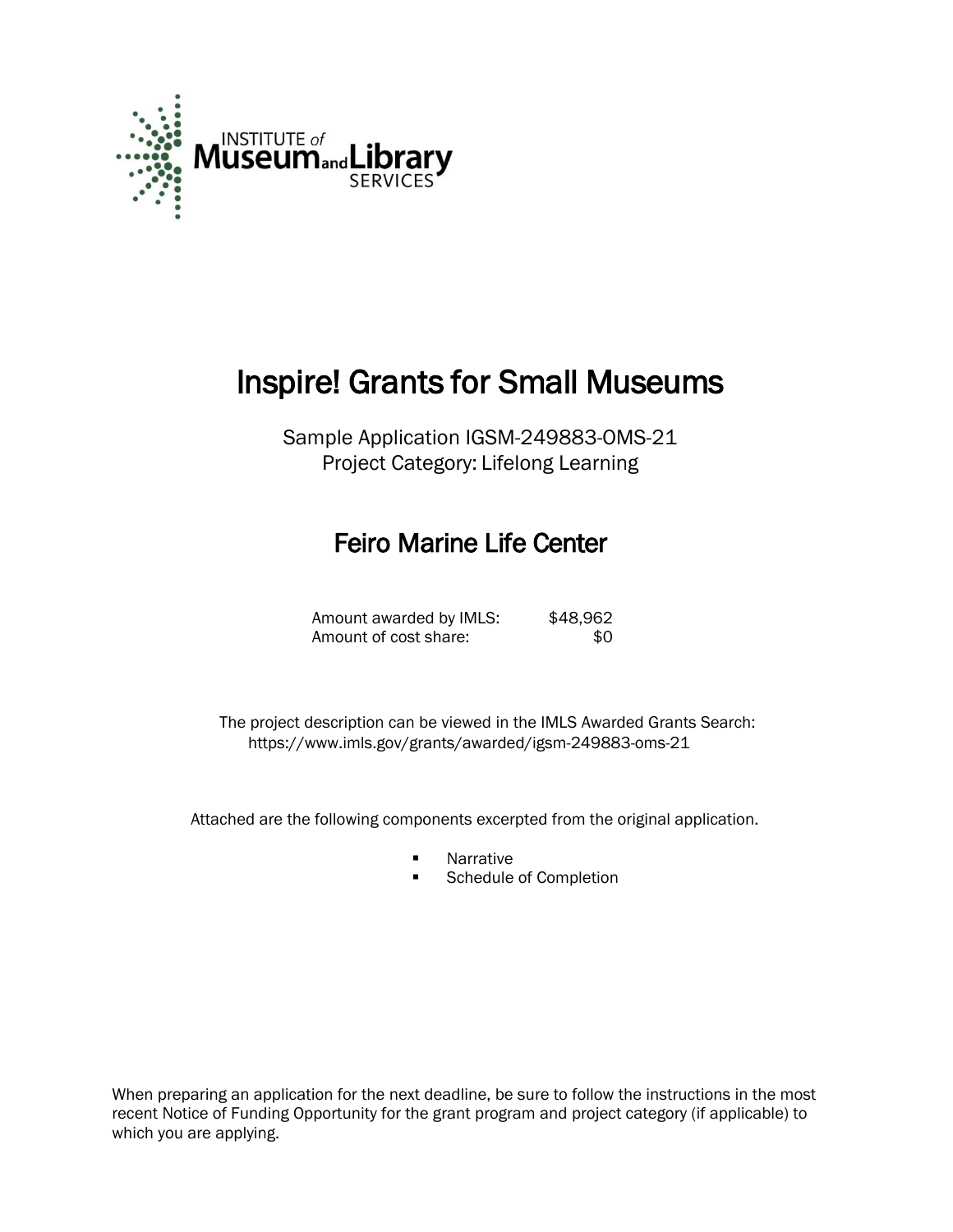INSTITUTE of Museum and Library SERVICES

# Inspire! Grants for Small Museums

Sample Application IGSM-249883-OMS-21
Project Category: Lifelong Learning

## Feiro Marine Life Center

| | |
|---|---|
| Amount awarded by IMLS: | $48,962 |
| Amount of cost share: | $0 |

The project description can be viewed in the IMLS Awarded Grants Search: https://www.imls.gov/grants/awarded/igsm-249883-oms-21

Attached are the following components excerpted from the original application.

- Narrative
- Schedule of Completion

When preparing an application for the next deadline, be sure to follow the instructions in the most recent Notice of Funding Opportunity for the grant program and project category (if applicable) to which you are applying.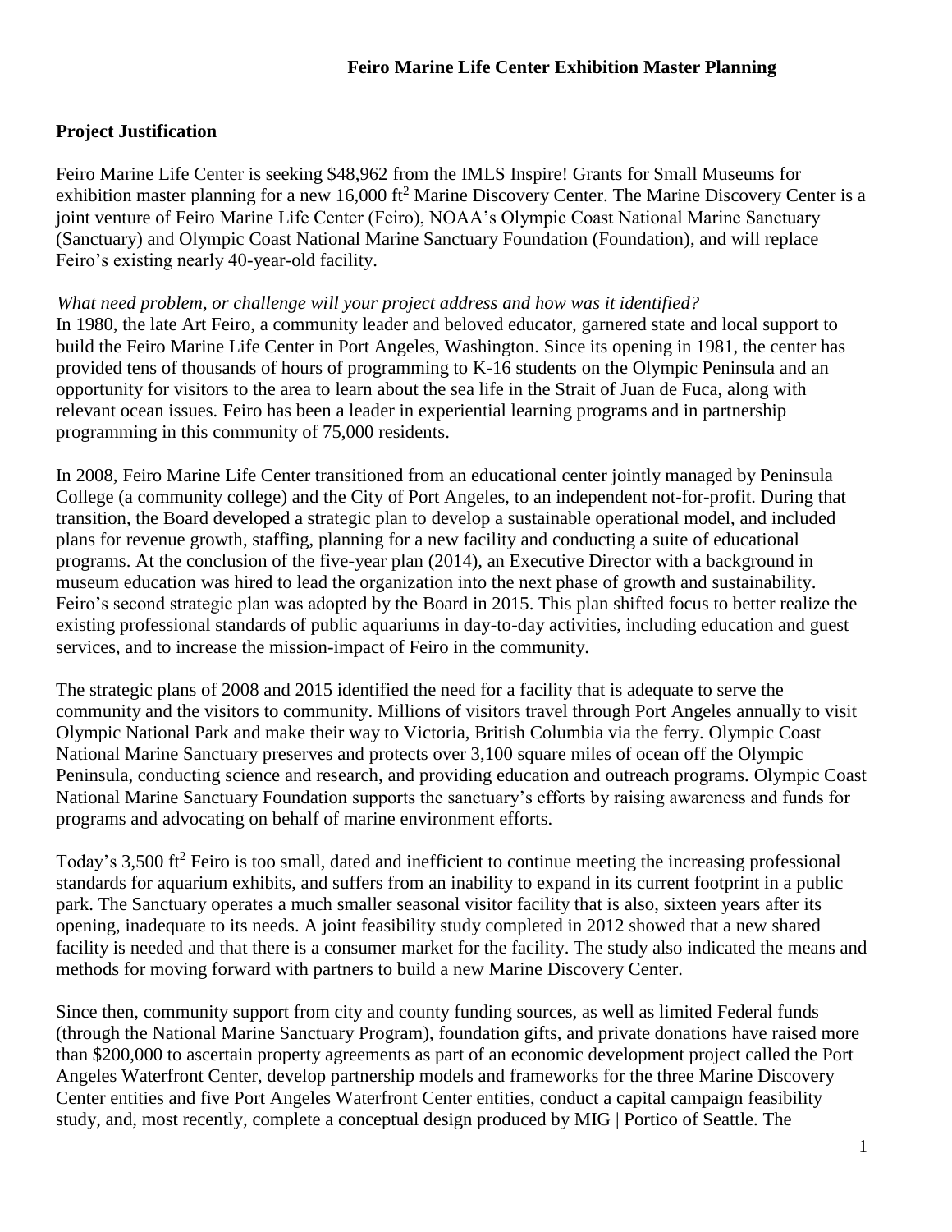# Feiro Marine Life Center Exhibition Master Planning

## Project Justification

Feiro Marine Life Center is seeking $48,962 from the IMLS Inspire! Grants for Small Museums for exhibition master planning for a new 16,000 ft$^2$ Marine Discovery Center. The Marine Discovery Center is a joint venture of Feiro Marine Life Center (Feiro), NOAA's Olympic Coast National Marine Sanctuary (Sanctuary) and Olympic Coast National Marine Sanctuary Foundation (Foundation), and will replace Feiro's existing nearly 40-year-old facility.

*What need problem, or challenge will your project address and how was it identified?*
In 1980, the late Art Feiro, a community leader and beloved educator, garnered state and local support to build the Feiro Marine Life Center in Port Angeles, Washington. Since its opening in 1981, the center has provided tens of thousands of hours of programming to K-16 students on the Olympic Peninsula and an opportunity for visitors to the area to learn about the sea life in the Strait of Juan de Fuca, along with relevant ocean issues. Feiro has been a leader in experiential learning programs and in partnership programming in this community of 75,000 residents.

In 2008, Feiro Marine Life Center transitioned from an educational center jointly managed by Peninsula College (a community college) and the City of Port Angeles, to an independent not-for-profit. During that transition, the Board developed a strategic plan to develop a sustainable operational model, and included plans for revenue growth, staffing, planning for a new facility and conducting a suite of educational programs. At the conclusion of the five-year plan (2014), an Executive Director with a background in museum education was hired to lead the organization into the next phase of growth and sustainability. Feiro's second strategic plan was adopted by the Board in 2015. This plan shifted focus to better realize the existing professional standards of public aquariums in day-to-day activities, including education and guest services, and to increase the mission-impact of Feiro in the community.

The strategic plans of 2008 and 2015 identified the need for a facility that is adequate to serve the community and the visitors to community. Millions of visitors travel through Port Angeles annually to visit Olympic National Park and make their way to Victoria, British Columbia via the ferry. Olympic Coast National Marine Sanctuary preserves and protects over 3,100 square miles of ocean off the Olympic Peninsula, conducting science and research, and providing education and outreach programs. Olympic Coast National Marine Sanctuary Foundation supports the sanctuary's efforts by raising awareness and funds for programs and advocating on behalf of marine environment efforts.

Today's 3,500 ft$^2$ Feiro is too small, dated and inefficient to continue meeting the increasing professional standards for aquarium exhibits, and suffers from an inability to expand in its current footprint in a public park. The Sanctuary operates a much smaller seasonal visitor facility that is also, sixteen years after its opening, inadequate to its needs. A joint feasibility study completed in 2012 showed that a new shared facility is needed and that there is a consumer market for the facility. The study also indicated the means and methods for moving forward with partners to build a new Marine Discovery Center.

Since then, community support from city and county funding sources, as well as limited Federal funds (through the National Marine Sanctuary Program), foundation gifts, and private donations have raised more than $200,000 to ascertain property agreements as part of an economic development project called the Port Angeles Waterfront Center, develop partnership models and frameworks for the three Marine Discovery Center entities and five Port Angeles Waterfront Center entities, conduct a capital campaign feasibility study, and, most recently, complete a conceptual design produced by MIG | Portico of Seattle. The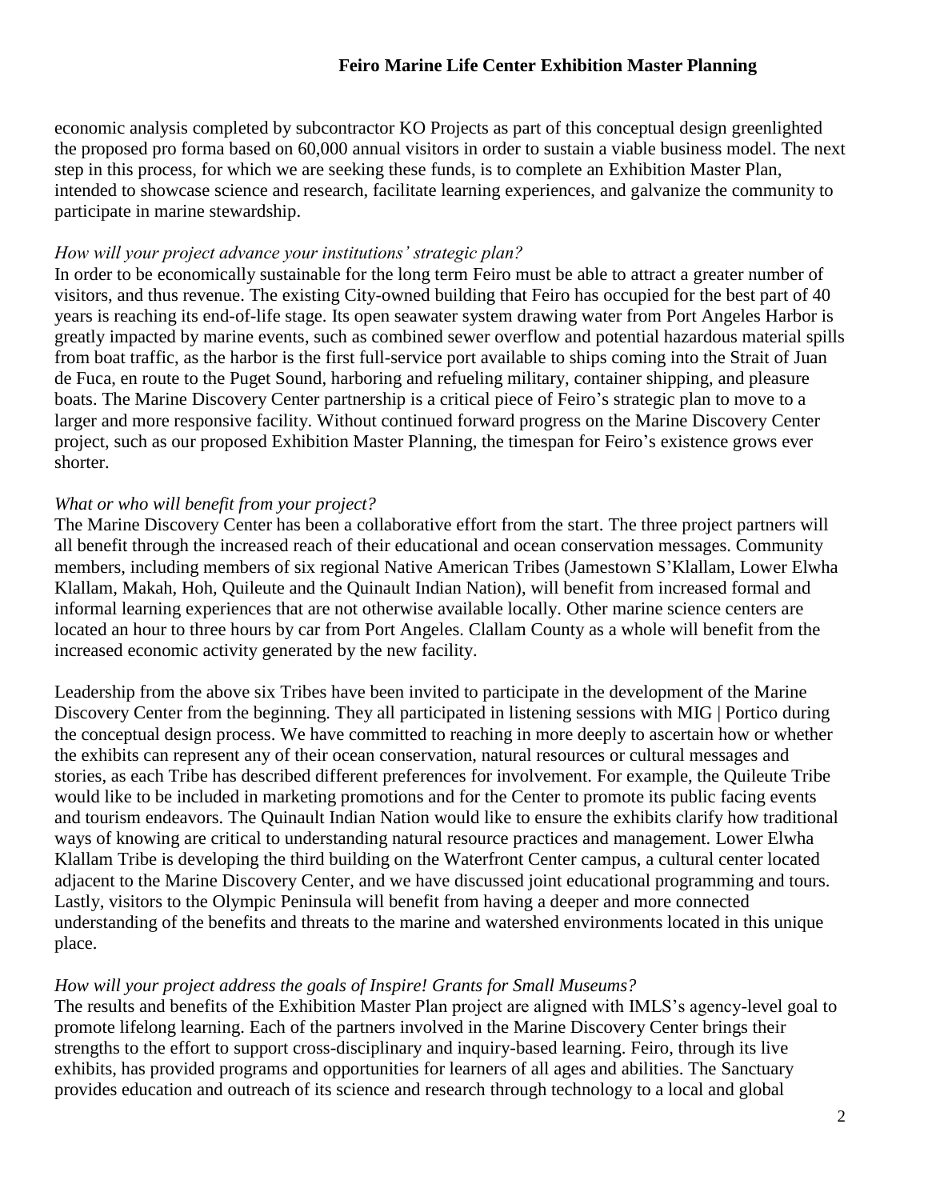economic analysis completed by subcontractor KO Projects as part of this conceptual design greenlighted the proposed pro forma based on 60,000 annual visitors in order to sustain a viable business model. The next step in this process, for which we are seeking these funds, is to complete an Exhibition Master Plan, intended to showcase science and research, facilitate learning experiences, and galvanize the community to participate in marine stewardship.

*How will your project advance your institutions' strategic plan?*

In order to be economically sustainable for the long term Feiro must be able to attract a greater number of visitors, and thus revenue. The existing City-owned building that Feiro has occupied for the best part of 40 years is reaching its end-of-life stage. Its open seawater system drawing water from Port Angeles Harbor is greatly impacted by marine events, such as combined sewer overflow and potential hazardous material spills from boat traffic, as the harbor is the first full-service port available to ships coming into the Strait of Juan de Fuca, en route to the Puget Sound, harboring and refueling military, container shipping, and pleasure boats. The Marine Discovery Center partnership is a critical piece of Feiro's strategic plan to move to a larger and more responsive facility. Without continued forward progress on the Marine Discovery Center project, such as our proposed Exhibition Master Planning, the timespan for Feiro's existence grows ever shorter.

*What or who will benefit from your project?*

The Marine Discovery Center has been a collaborative effort from the start. The three project partners will all benefit through the increased reach of their educational and ocean conservation messages. Community members, including members of six regional Native American Tribes (Jamestown S'Klallam, Lower Elwha Klallam, Makah, Hoh, Quileute and the Quinault Indian Nation), will benefit from increased formal and informal learning experiences that are not otherwise available locally. Other marine science centers are located an hour to three hours by car from Port Angeles. Clallam County as a whole will benefit from the increased economic activity generated by the new facility.

Leadership from the above six Tribes have been invited to participate in the development of the Marine Discovery Center from the beginning. They all participated in listening sessions with MIG | Portico during the conceptual design process. We have committed to reaching in more deeply to ascertain how or whether the exhibits can represent any of their ocean conservation, natural resources or cultural messages and stories, as each Tribe has described different preferences for involvement. For example, the Quileute Tribe would like to be included in marketing promotions and for the Center to promote its public facing events and tourism endeavors. The Quinault Indian Nation would like to ensure the exhibits clarify how traditional ways of knowing are critical to understanding natural resource practices and management. Lower Elwha Klallam Tribe is developing the third building on the Waterfront Center campus, a cultural center located adjacent to the Marine Discovery Center, and we have discussed joint educational programming and tours. Lastly, visitors to the Olympic Peninsula will benefit from having a deeper and more connected understanding of the benefits and threats to the marine and watershed environments located in this unique place.

*How will your project address the goals of Inspire! Grants for Small Museums?*

The results and benefits of the Exhibition Master Plan project are aligned with IMLS's agency-level goal to promote lifelong learning. Each of the partners involved in the Marine Discovery Center brings their strengths to the effort to support cross-disciplinary and inquiry-based learning. Feiro, through its live exhibits, has provided programs and opportunities for learners of all ages and abilities. The Sanctuary provides education and outreach of its science and research through technology to a local and global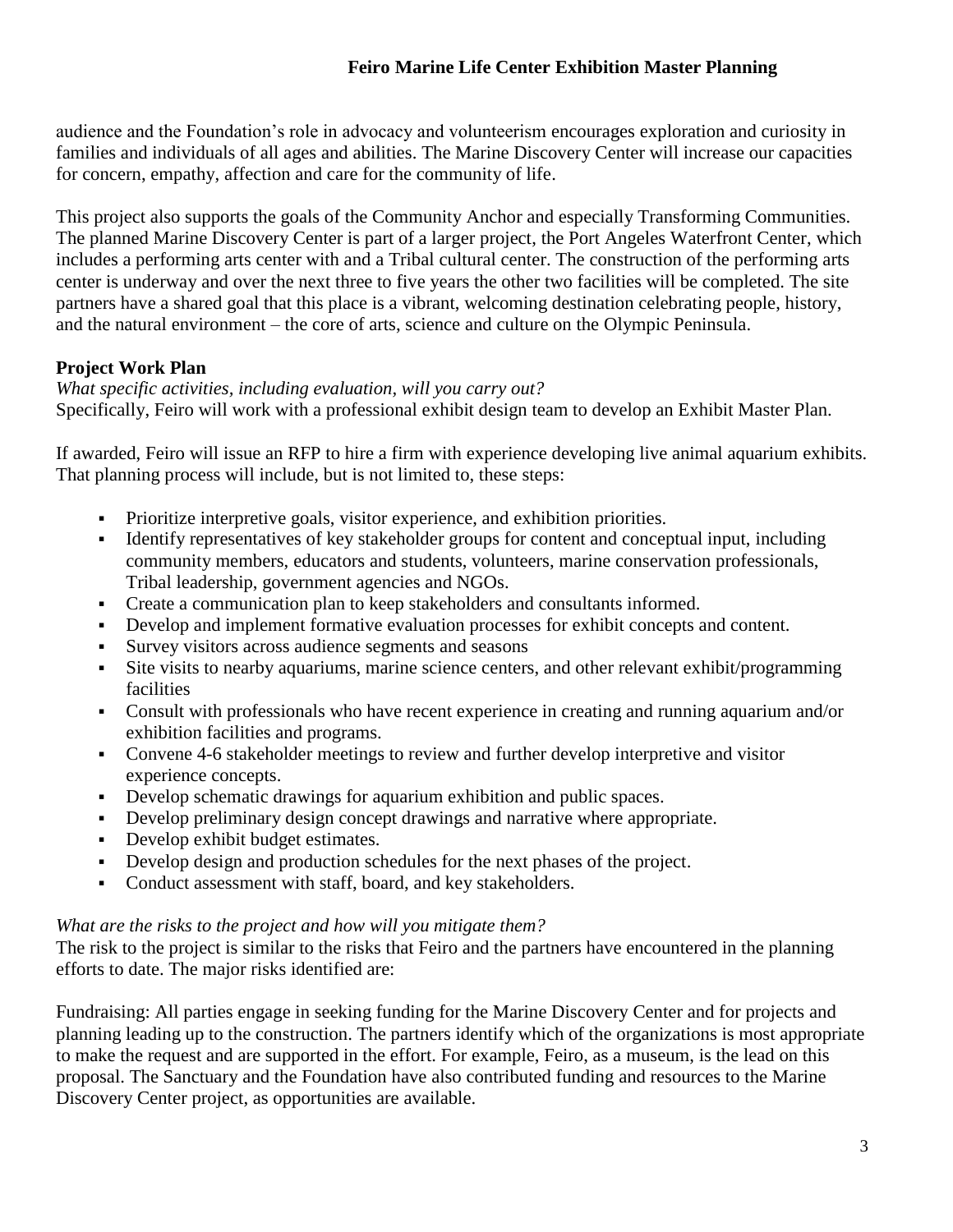audience and the Foundation's role in advocacy and volunteerism encourages exploration and curiosity in families and individuals of all ages and abilities. The Marine Discovery Center will increase our capacities for concern, empathy, affection and care for the community of life.

This project also supports the goals of the Community Anchor and especially Transforming Communities. The planned Marine Discovery Center is part of a larger project, the Port Angeles Waterfront Center, which includes a performing arts center with and a Tribal cultural center. The construction of the performing arts center is underway and over the next three to five years the other two facilities will be completed. The site partners have a shared goal that this place is a vibrant, welcoming destination celebrating people, history, and the natural environment – the core of arts, science and culture on the Olympic Peninsula.

**Project Work Plan**

*What specific activities, including evaluation, will you carry out?*

Specifically, Feiro will work with a professional exhibit design team to develop an Exhibit Master Plan.

If awarded, Feiro will issue an RFP to hire a firm with experience developing live animal aquarium exhibits. That planning process will include, but is not limited to, these steps:

- Prioritize interpretive goals, visitor experience, and exhibition priorities.
- Identify representatives of key stakeholder groups for content and conceptual input, including community members, educators and students, volunteers, marine conservation professionals, Tribal leadership, government agencies and NGOs.
- Create a communication plan to keep stakeholders and consultants informed.
- Develop and implement formative evaluation processes for exhibit concepts and content.
- Survey visitors across audience segments and seasons
- Site visits to nearby aquariums, marine science centers, and other relevant exhibit/programming facilities
- Consult with professionals who have recent experience in creating and running aquarium and/or exhibition facilities and programs.
- Convene 4-6 stakeholder meetings to review and further develop interpretive and visitor experience concepts.
- Develop schematic drawings for aquarium exhibition and public spaces.
- Develop preliminary design concept drawings and narrative where appropriate.
- Develop exhibit budget estimates.
- Develop design and production schedules for the next phases of the project.
- Conduct assessment with staff, board, and key stakeholders.

*What are the risks to the project and how will you mitigate them?*

The risk to the project is similar to the risks that Feiro and the partners have encountered in the planning efforts to date. The major risks identified are:

Fundraising: All parties engage in seeking funding for the Marine Discovery Center and for projects and planning leading up to the construction. The partners identify which of the organizations is most appropriate to make the request and are supported in the effort. For example, Feiro, as a museum, is the lead on this proposal. The Sanctuary and the Foundation have also contributed funding and resources to the Marine Discovery Center project, as opportunities are available.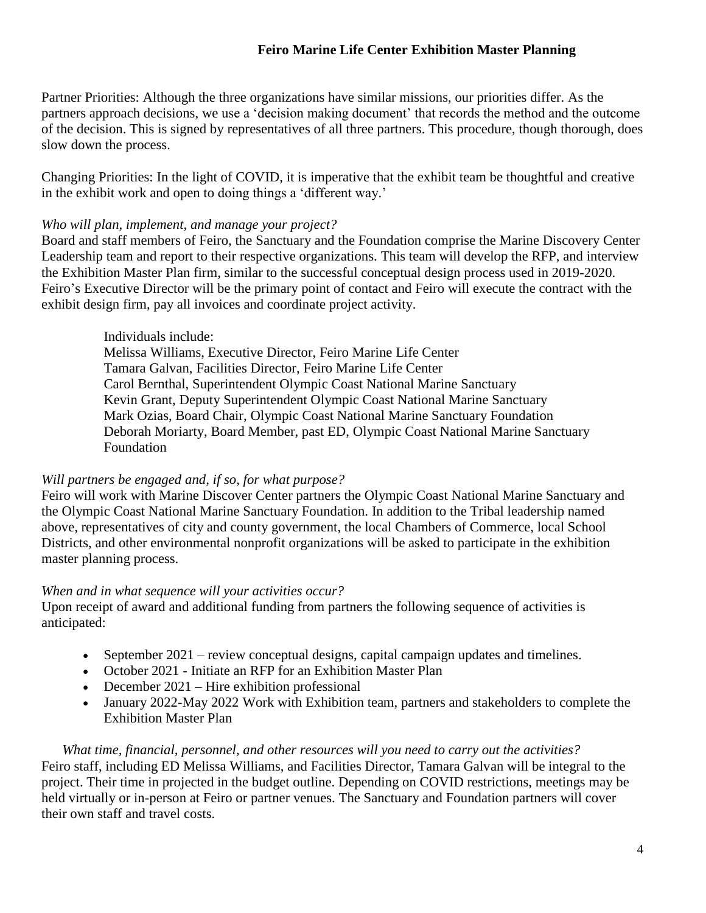Partner Priorities: Although the three organizations have similar missions, our priorities differ. As the partners approach decisions, we use a 'decision making document' that records the method and the outcome of the decision. This is signed by representatives of all three partners. This procedure, though thorough, does slow down the process.

Changing Priorities: In the light of COVID, it is imperative that the exhibit team be thoughtful and creative in the exhibit work and open to doing things a 'different way.'

*Who will plan, implement, and manage your project?*

Board and staff members of Feiro, the Sanctuary and the Foundation comprise the Marine Discovery Center Leadership team and report to their respective organizations. This team will develop the RFP, and interview the Exhibition Master Plan firm, similar to the successful conceptual design process used in 2019-2020. Feiro's Executive Director will be the primary point of contact and Feiro will execute the contract with the exhibit design firm, pay all invoices and coordinate project activity.

> Individuals include:
> Melissa Williams, Executive Director, Feiro Marine Life Center
> Tamara Galvan, Facilities Director, Feiro Marine Life Center
> Carol Bernthal, Superintendent Olympic Coast National Marine Sanctuary
> Kevin Grant, Deputy Superintendent Olympic Coast National Marine Sanctuary
> Mark Ozias, Board Chair, Olympic Coast National Marine Sanctuary Foundation
> Deborah Moriarty, Board Member, past ED, Olympic Coast National Marine Sanctuary Foundation

*Will partners be engaged and, if so, for what purpose?*

Feiro will work with Marine Discover Center partners the Olympic Coast National Marine Sanctuary and the Olympic Coast National Marine Sanctuary Foundation. In addition to the Tribal leadership named above, representatives of city and county government, the local Chambers of Commerce, local School Districts, and other environmental nonprofit organizations will be asked to participate in the exhibition master planning process.

*When and in what sequence will your activities occur?*

Upon receipt of award and additional funding from partners the following sequence of activities is anticipated:

- September 2021 – review conceptual designs, capital campaign updates and timelines.
- October 2021 - Initiate an RFP for an Exhibition Master Plan
- December 2021 – Hire exhibition professional
- January 2022-May 2022 Work with Exhibition team, partners and stakeholders to complete the Exhibition Master Plan

*What time, financial, personnel, and other resources will you need to carry out the activities?*

Feiro staff, including ED Melissa Williams, and Facilities Director, Tamara Galvan will be integral to the project. Their time in projected in the budget outline. Depending on COVID restrictions, meetings may be held virtually or in-person at Feiro or partner venues. The Sanctuary and Foundation partners will cover their own staff and travel costs.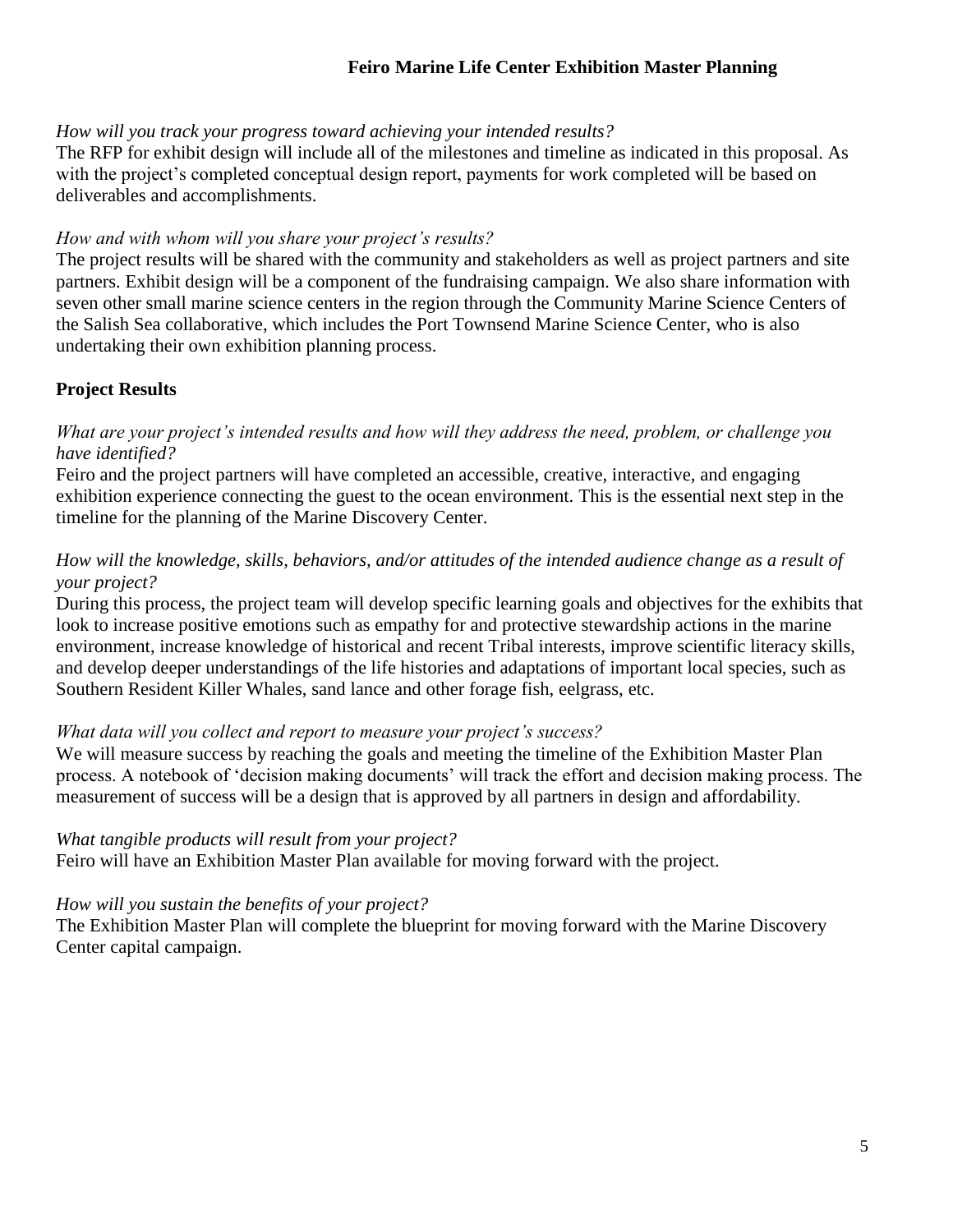*How will you track your progress toward achieving your intended results?*

The RFP for exhibit design will include all of the milestones and timeline as indicated in this proposal. As with the project's completed conceptual design report, payments for work completed will be based on deliverables and accomplishments.

*How and with whom will you share your project's results?*

The project results will be shared with the community and stakeholders as well as project partners and site partners. Exhibit design will be a component of the fundraising campaign. We also share information with seven other small marine science centers in the region through the Community Marine Science Centers of the Salish Sea collaborative, which includes the Port Townsend Marine Science Center, who is also undertaking their own exhibition planning process.

## Project Results

*What are your project's intended results and how will they address the need, problem, or challenge you have identified?*

Feiro and the project partners will have completed an accessible, creative, interactive, and engaging exhibition experience connecting the guest to the ocean environment. This is the essential next step in the timeline for the planning of the Marine Discovery Center.

*How will the knowledge, skills, behaviors, and/or attitudes of the intended audience change as a result of your project?*

During this process, the project team will develop specific learning goals and objectives for the exhibits that look to increase positive emotions such as empathy for and protective stewardship actions in the marine environment, increase knowledge of historical and recent Tribal interests, improve scientific literacy skills, and develop deeper understandings of the life histories and adaptations of important local species, such as Southern Resident Killer Whales, sand lance and other forage fish, eelgrass, etc.

*What data will you collect and report to measure your project's success?*

We will measure success by reaching the goals and meeting the timeline of the Exhibition Master Plan process. A notebook of 'decision making documents' will track the effort and decision making process. The measurement of success will be a design that is approved by all partners in design and affordability.

*What tangible products will result from your project?*

Feiro will have an Exhibition Master Plan available for moving forward with the project.

*How will you sustain the benefits of your project?*

The Exhibition Master Plan will complete the blueprint for moving forward with the Marine Discovery Center capital campaign.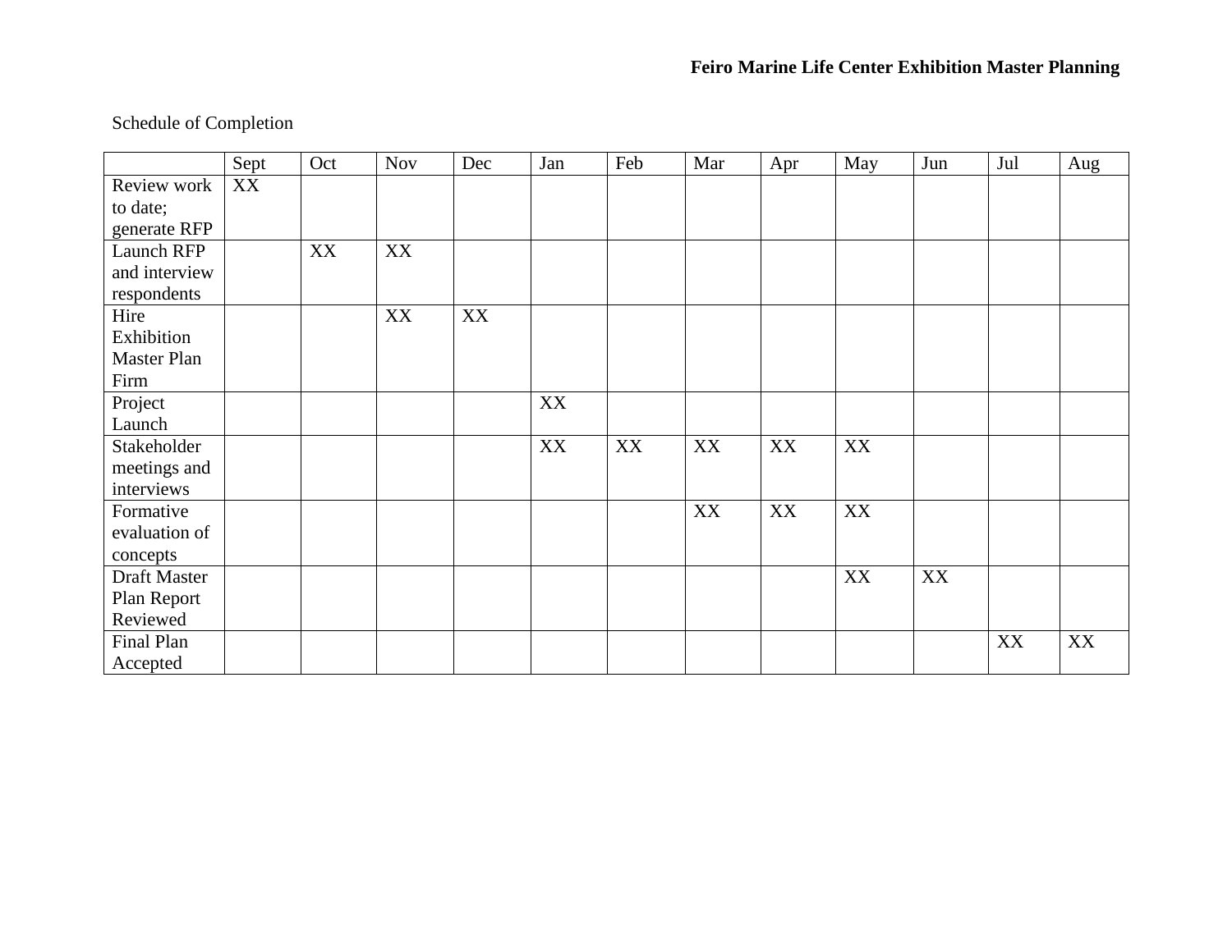Schedule of Completion

| | Sept | Oct | Nov | Dec | Jan | Feb | Mar | Apr | May | Jun | Jul | Aug |
|---|---|---|---|---|---|---|---|---|---|---|---|---|
| Review work to date; generate RFP | XX | | | | | | | | | | | |
| Launch RFP and interview respondents | | XX | XX | | | | | | | | | |
| Hire Exhibition Master Plan Firm | | | XX | XX | | | | | | | | |
| Project Launch | | | | | XX | | | | | | | |
| Stakeholder meetings and interviews | | | | | XX | XX | XX | XX | XX | | | |
| Formative evaluation of concepts | | | | | | | XX | XX | XX | | | |
| Draft Master Plan Report Reviewed | | | | | | | | | XX | XX | | |
| Final Plan Accepted | | | | | | | | | | | XX | XX |